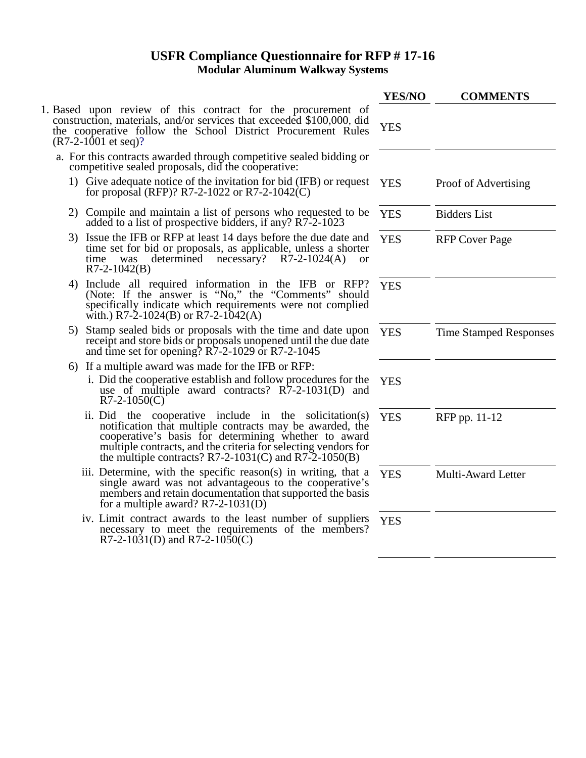# USFR Compliance Questionnaire for RFP # 17-16

## Modular Aluminum Walkway Systems

| | YES/NO | COMMENTS |
|---|---|---|
| 1. Based upon review of this contract for the procurement of construction, materials, and/or services that exceeded $100,000, did the cooperative follow the School District Procurement Rules (R7-2-1001 et seq)? | YES | |
| a. For this contracts awarded through competitive sealed bidding or competitive sealed proposals, did the cooperative: | | |
| 1) Give adequate notice of the invitation for bid (IFB) or request for proposal (RFP)? R7-2-1022 or R7-2-1042(C) | YES | Proof of Advertising |
| 2) Compile and maintain a list of persons who requested to be added to a list of prospective bidders, if any? R7-2-1023 | YES | Bidders List |
| 3) Issue the IFB or RFP at least 14 days before the due date and time set for bid or proposals, as applicable, unless a shorter time was determined necessary? R7-2-1024(A) or R7-2-1042(B) | YES | RFP Cover Page |
| 4) Include all required information in the IFB or RFP? (Note: If the answer is "No," the "Comments" should specifically indicate which requirements were not complied with.) R7-2-1024(B) or R7-2-1042(A) | YES | |
| 5) Stamp sealed bids or proposals with the time and date upon receipt and store bids or proposals unopened until the due date and time set for opening? R7-2-1029 or R7-2-1045 | YES | Time Stamped Responses |
| 6) If a multiple award was made for the IFB or RFP: | | |
| i. Did the cooperative establish and follow procedures for the use of multiple award contracts? R7-2-1031(D) and R7-2-1050(C) | YES | |
| ii. Did the cooperative include in the solicitation(s) notification that multiple contracts may be awarded, the cooperative's basis for determining whether to award multiple contracts, and the criteria for selecting vendors for the multiple contracts? R7-2-1031(C) and R7-2-1050(B) | YES | RFP pp. 11-12 |
| iii. Determine, with the specific reason(s) in writing, that a single award was not advantageous to the cooperative's members and retain documentation that supported the basis for a multiple award? R7-2-1031(D) | YES | Multi-Award Letter |
| iv. Limit contract awards to the least number of suppliers necessary to meet the requirements of the members? R7-2-1031(D) and R7-2-1050(C) | YES | |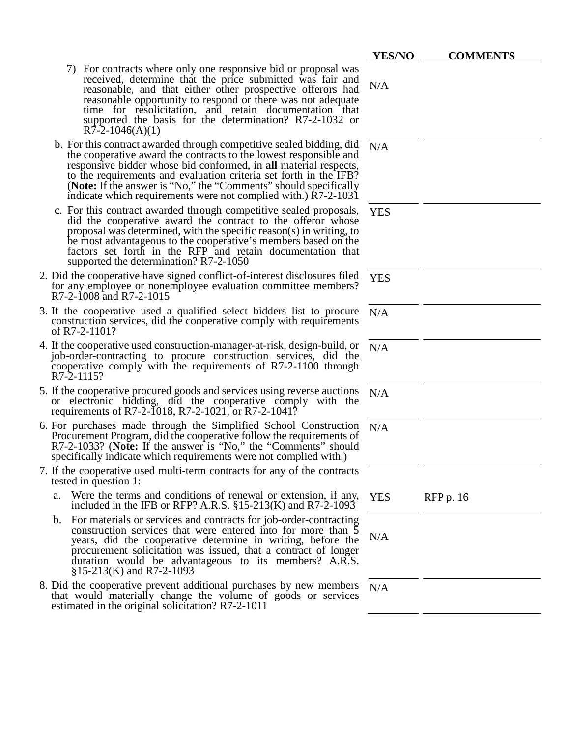| | YES/NO | COMMENTS |
|---|---|---|
| 7) For contracts where only one responsive bid or proposal was received, determine that the price submitted was fair and reasonable, and that either other prospective offerors had reasonable opportunity to respond or there was not adequate time for resolicitation, and retain documentation that supported the basis for the determination? R7-2-1032 or R7-2-1046(A)(1) | N/A | |
| b. For this contract awarded through competitive sealed bidding, did the cooperative award the contracts to the lowest responsible and responsive bidder whose bid conformed, in **all** material respects, to the requirements and evaluation criteria set forth in the IFB? (**Note:** If the answer is "No," the "Comments" should specifically indicate which requirements were not complied with.) R7-2-1031 | N/A | |
| c. For this contract awarded through competitive sealed proposals, did the cooperative award the contract to the offeror whose proposal was determined, with the specific reason(s) in writing, to be most advantageous to the cooperative's members based on the factors set forth in the RFP and retain documentation that supported the determination? R7-2-1050 | YES | |
| 2. Did the cooperative have signed conflict-of-interest disclosures filed for any employee or nonemployee evaluation committee members? R7-2-1008 and R7-2-1015 | YES | |
| 3. If the cooperative used a qualified select bidders list to procure construction services, did the cooperative comply with requirements of R7-2-1101? | N/A | |
| 4. If the cooperative used construction-manager-at-risk, design-build, or job-order-contracting to procure construction services, did the cooperative comply with the requirements of R7-2-1100 through R7-2-1115? | N/A | |
| 5. If the cooperative procured goods and services using reverse auctions or electronic bidding, did the cooperative comply with the requirements of R7-2-1018, R7-2-1021, or R7-2-1041? | N/A | |
| 6. For purchases made through the Simplified School Construction Procurement Program, did the cooperative follow the requirements of R7-2-1033? (**Note:** If the answer is "No," the "Comments" should specifically indicate which requirements were not complied with.) | N/A | |
| 7. If the cooperative used multi-term contracts for any of the contracts tested in question 1: | | |
| a. Were the terms and conditions of renewal or extension, if any, included in the IFB or RFP? A.R.S. §15-213(K) and R7-2-1093 | YES | RFP p. 16 |
| b. For materials or services and contracts for job-order-contracting construction services that were entered into for more than 5 years, did the cooperative determine in writing, before the procurement solicitation was issued, that a contract of longer duration would be advantageous to its members? A.R.S. §15-213(K) and R7-2-1093 | N/A | |
| 8. Did the cooperative prevent additional purchases by new members that would materially change the volume of goods or services estimated in the original solicitation? R7-2-1011 | N/A | |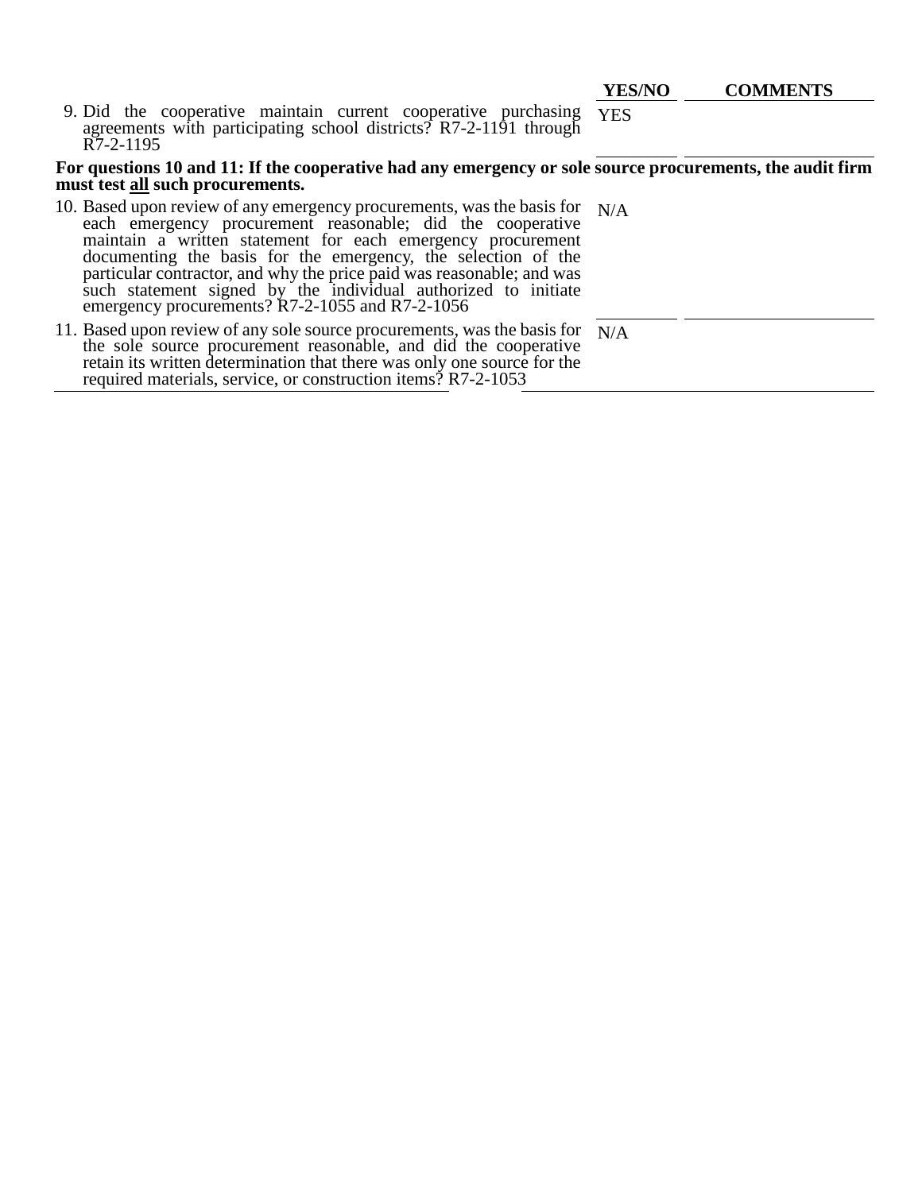| | YES/NO | COMMENTS |
| --- | --- | --- |
| 9. Did the cooperative maintain current cooperative purchasing agreements with participating school districts? R7-2-1191 through R7-2-1195 | YES | |

**For questions 10 and 11: If the cooperative had any emergency or sole source procurements, the audit firm must test all such procurements.**

| | YES/NO | COMMENTS |
| --- | --- | --- |
| 10. Based upon review of any emergency procurements, was the basis for each emergency procurement reasonable; did the cooperative maintain a written statement for each emergency procurement documenting the basis for the emergency, the selection of the particular contractor, and why the price paid was reasonable; and was such statement signed by the individual authorized to initiate emergency procurements? R7-2-1055 and R7-2-1056 | N/A | |
| 11. Based upon review of any sole source procurements, was the basis for the sole source procurement reasonable, and did the cooperative retain its written determination that there was only one source for the required materials, service, or construction items? R7-2-1053 | N/A | |